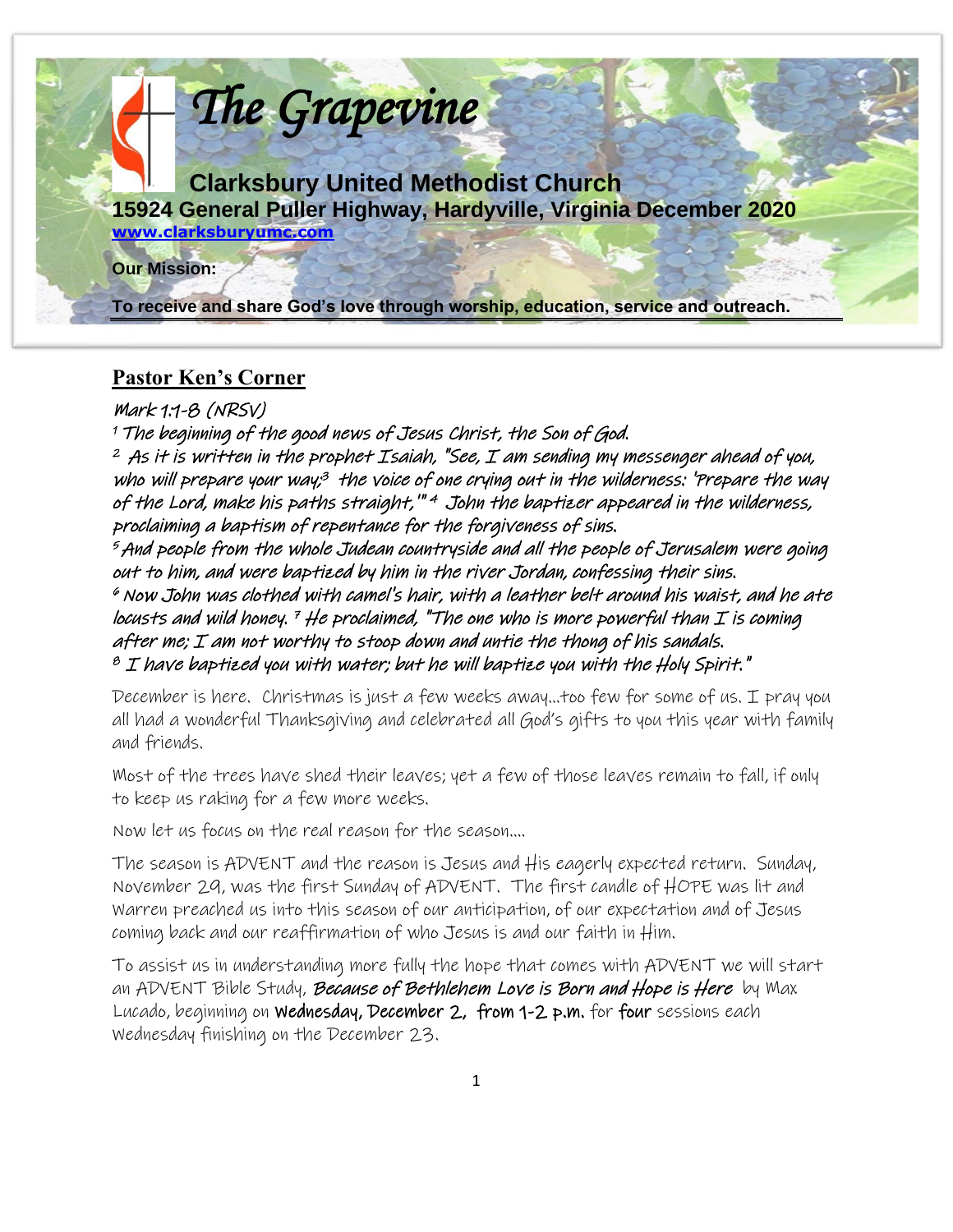# The Grapevine

## Clarksbury United Methodist Church

**15924 General Puller Highway, Hardyville, Virginia December 2020**

**www.clarksburyumc.com**

**Our Mission:**

**To receive and share God's love through worship, education, service and outreach.**

## Pastor Ken's Corner

*Mark 1:1-8 (NRSV)*

*[1] The beginning of the good news of Jesus Christ, the Son of God.*

*[2] As it is written in the prophet Isaiah, "See, I am sending my messenger ahead of you, who will prepare your way;[3] the voice of one crying out in the wilderness: 'Prepare the way of the Lord, make his paths straight,'" [4] John the baptizer appeared in the wilderness, proclaiming a baptism of repentance for the forgiveness of sins.*

*[5] And people from the whole Judean countryside and all the people of Jerusalem were going out to him, and were baptized by him in the river Jordan, confessing their sins.*

*[6] Now John was clothed with camel's hair, with a leather belt around his waist, and he ate locusts and wild honey. [7] He proclaimed, "The one who is more powerful than I is coming after me; I am not worthy to stoop down and untie the thong of his sandals.*

*[8] I have baptized you with water; but he will baptize you with the Holy Spirit."*

December is here. Christmas is just a few weeks away…too few for some of us. I pray you all had a wonderful Thanksgiving and celebrated all God's gifts to you this year with family and friends.

Most of the trees have shed their leaves; yet a few of those leaves remain to fall, if only to keep us raking for a few more weeks.

Now let us focus on the real reason for the season….

The season is ADVENT and the reason is Jesus and His eagerly expected return. Sunday, November 29, was the first Sunday of ADVENT. The first candle of HOPE was lit and Warren preached us into this season of our anticipation, of our expectation and of Jesus coming back and our reaffirmation of who Jesus is and our faith in Him.

To assist us in understanding more fully the hope that comes with ADVENT we will start an ADVENT Bible Study, ***Because of Bethlehem Love is Born and Hope is Here*** by Max Lucado, beginning on **Wednesday, December 2, from 1-2 p.m.** for **four** sessions each Wednesday finishing on the December 23.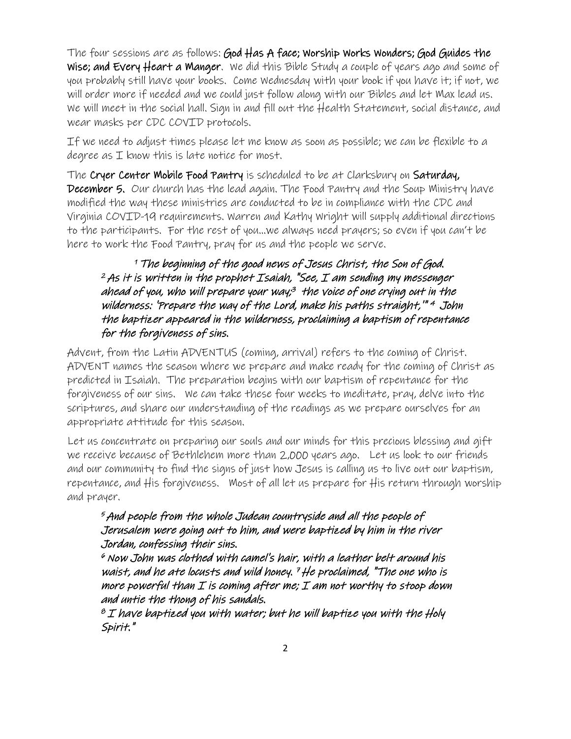The four sessions are as follows: **God Has A face; Worship Works Wonders; God Guides the Wise; and Every Heart a Manger**. We did this Bible Study a couple of years ago and some of you probably still have your books. Come Wednesday with your book if you have it; if not, we will order more if needed and we could just follow along with our Bibles and let Max lead us. We will meet in the social hall. Sign in and fill out the Health Statement, social distance, and wear masks per CDC COVID protocols.

If we need to adjust times please let me know as soon as possible; we can be flexible to a degree as I know this is late notice for most.

The **Cryer Center Mobile Food Pantry** is scheduled to be at Clarksbury on **Saturday, December 5.** Our church has the lead again. The Food Pantry and the Soup Ministry have modified the way these ministries are conducted to be in compliance with the CDC and Virginia COVID-19 requirements. Warren and Kathy Wright will supply additional directions to the participants. For the rest of you…we always need prayers; so even if you can't be here to work the Food Pantry, pray for us and the people we serve.

> ***[1] The beginning of the good news of Jesus Christ, the Son of God. [2] As it is written in the prophet Isaiah, "See, I am sending my messenger ahead of you, who will prepare your way;[3] the voice of one crying out in the wilderness: 'Prepare the way of the Lord, make his paths straight,'" [4] John the baptizer appeared in the wilderness, proclaiming a baptism of repentance for the forgiveness of sins.***

Advent, from the Latin ADVENTUS (coming, arrival) refers to the coming of Christ. ADVENT names the season where we prepare and make ready for the coming of Christ as predicted in Isaiah. The preparation begins with our baptism of repentance for the forgiveness of our sins. We can take these four weeks to meditate, pray, delve into the scriptures, and share our understanding of the readings as we prepare ourselves for an appropriate attitude for this season.

Let us concentrate on preparing our souls and our minds for this precious blessing and gift we receive because of Bethlehem more than 2,000 years ago. Let us look to our friends and our community to find the signs of just how Jesus is calling us to live out our baptism, repentance, and His forgiveness. Most of all let us prepare for His return through worship and prayer.

> ***[5] And people from the whole Judean countryside and all the people of Jerusalem were going out to him, and were baptized by him in the river Jordan, confessing their sins.***
>
> ***[6] Now John was clothed with camel's hair, with a leather belt around his waist, and he ate locusts and wild honey. [7] He proclaimed, "The one who is more powerful than I is coming after me; I am not worthy to stoop down and untie the thong of his sandals.***
>
> ***[8] I have baptized you with water; but he will baptize you with the Holy Spirit."***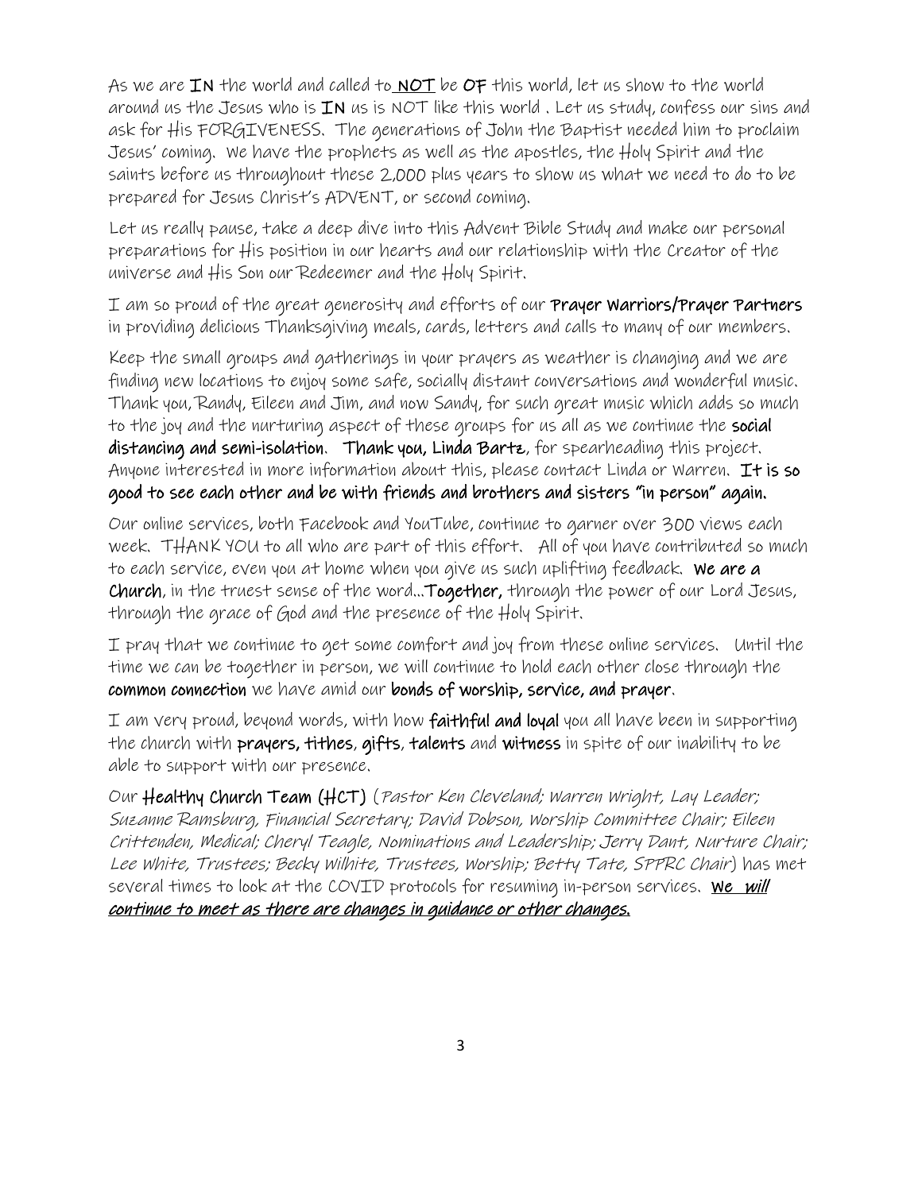As we are **IN** the world and called to **NOT** be **OF** this world, let us show to the world around us the Jesus who is **IN** us is NOT like this world . Let us study, confess our sins and ask for His FORGIVENESS. The generations of John the Baptist needed him to proclaim Jesus' coming. We have the prophets as well as the apostles, the Holy Spirit and the saints before us throughout these 2,000 plus years to show us what we need to do to be prepared for Jesus Christ's ADVENT, or second coming.

Let us really pause, take a deep dive into this Advent Bible Study and make our personal preparations for His position in our hearts and our relationship with the Creator of the universe and His Son our Redeemer and the Holy Spirit.

I am so proud of the great generosity and efforts of our **Prayer Warriors/Prayer Partners** in providing delicious Thanksgiving meals, cards, letters and calls to many of our members.

Keep the small groups and gatherings in your prayers as weather is changing and we are finding new locations to enjoy some safe, socially distant conversations and wonderful music. Thank you, Randy, Eileen and Jim, and now Sandy, for such great music which adds so much to the joy and the nurturing aspect of these groups for us all as we continue the **social distancing and semi-isolation**. **Thank you, Linda Bartz**, for spearheading this project. Anyone interested in more information about this, please contact Linda or Warren. **It is so good to see each other and be with friends and brothers and sisters "in person" again.**

Our online services, both Facebook and YouTube, continue to garner over 300 views each week. THANK YOU to all who are part of this effort. All of you have contributed so much to each service, even you at home when you give us such uplifting feedback. **We are a Church**, in the truest sense of the word…**Together,** through the power of our Lord Jesus, through the grace of God and the presence of the Holy Spirit.

I pray that we continue to get some comfort and joy from these online services. Until the time we can be together in person, we will continue to hold each other close through the **common connection** we have amid our **bonds of worship, service, and prayer**.

I am very proud, beyond words, with how **faithful and loyal** you all have been in supporting the church with **prayers, tithes**, **gifts**, **talents** and **witness** in spite of our inability to be able to support with our presence.

Our **Healthy Church Team (HCT)** (*Pastor Ken Cleveland; Warren Wright, Lay Leader; Suzanne Ramsburg, Financial Secretary; David Dobson, Worship Committee Chair; Eileen Crittenden, Medical; Cheryl Teagle, Nominations and Leadership; Jerry Dant, Nurture Chair; Lee White, Trustees; Becky Wilhite, Trustees, Worship; Betty Tate, SPPRC Chair*) has met several times to look at the COVID protocols for resuming in-person services. ***We will continue to meet as there are changes in guidance or other changes.***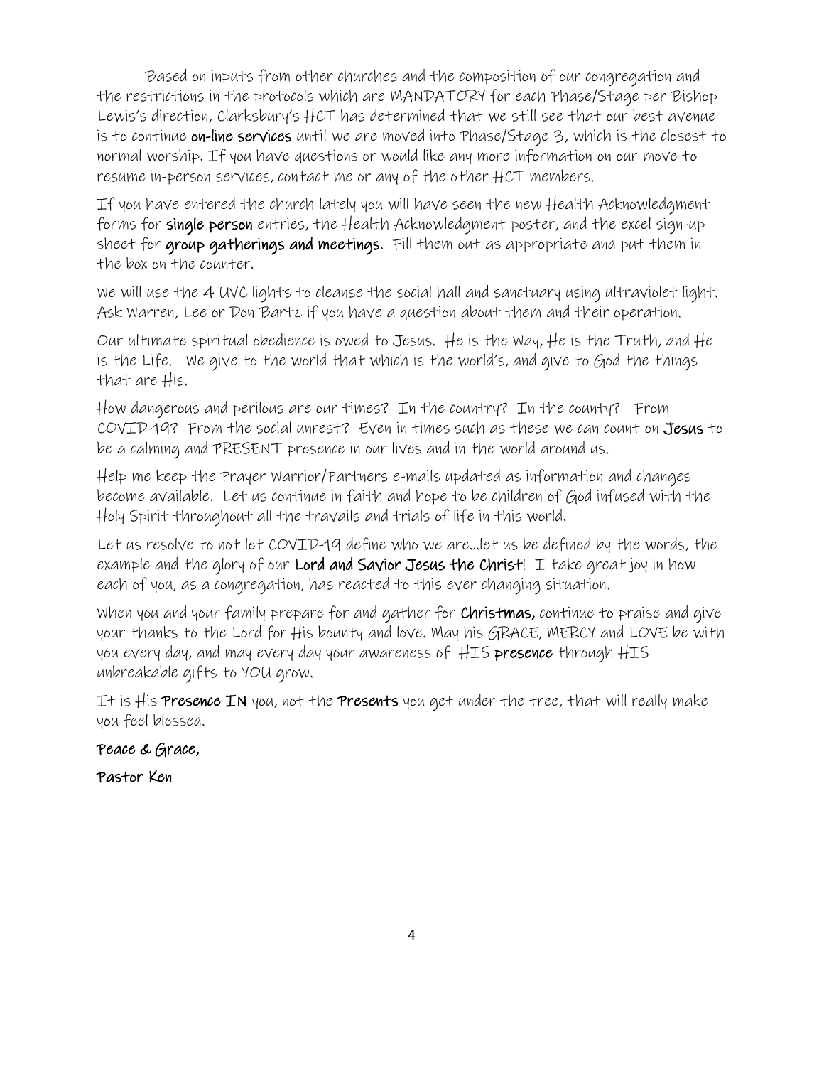Based on inputs from other churches and the composition of our congregation and the restrictions in the protocols which are MANDATORY for each Phase/Stage per Bishop Lewis's direction, Clarksbury's HCT has determined that we still see that our best avenue is to continue **on-line services** until we are moved into Phase/Stage 3, which is the closest to normal worship. If you have questions or would like any more information on our move to resume in-person services, contact me or any of the other HCT members.

If you have entered the church lately you will have seen the new Health Acknowledgment forms for **single person** entries, the Health Acknowledgment poster, and the excel sign-up sheet for **group gatherings and meetings**. Fill them out as appropriate and put them in the box on the counter.

We will use the 4 UVC lights to cleanse the social hall and sanctuary using ultraviolet light. Ask Warren, Lee or Don Bartz if you have a question about them and their operation.

Our ultimate spiritual obedience is owed to Jesus. He is the Way, He is the Truth, and He is the Life. We give to the world that which is the world's, and give to God the things that are His.

How dangerous and perilous are our times? In the country? In the county? From COVID-19? From the social unrest? Even in times such as these we can count on **Jesus** to be a calming and PRESENT presence in our lives and in the world around us.

Help me keep the Prayer Warrior/Partners e-mails updated as information and changes become available. Let us continue in faith and hope to be children of God infused with the Holy Spirit throughout all the travails and trials of life in this world.

Let us resolve to not let COVID-19 define who we are...let us be defined by the words, the example and the glory of our **Lord and Savior Jesus the Christ**! I take great joy in how each of you, as a congregation, has reacted to this ever changing situation.

When you and your family prepare for and gather for **Christmas,** continue to praise and give your thanks to the Lord for His bounty and love. May his GRACE, MERCY and LOVE be with you every day, and may every day your awareness of HIS **presence** through HIS unbreakable gifts to YOU grow.

It is His **Presence IN** you, not the **Presents** you get under the tree, that will really make you feel blessed.

**Peace & Grace,**

**Pastor Ken**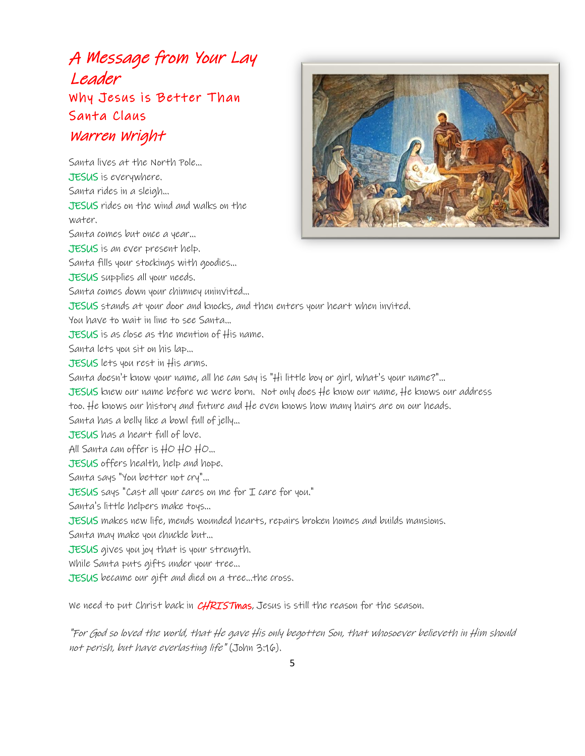# A Message from Your Lay Leader

## Why Jesus is Better Than Santa Claus

### *Warren Wright*

Santa lives at the North Pole…
JESUS is everywhere.
Santa rides in a sleigh…
JESUS rides on the wind and walks on the water.
Santa comes but once a year…
JESUS is an ever present help.
Santa fills your stockings with goodies…
JESUS supplies all your needs.
Santa comes down your chimney uninvited…
JESUS stands at your door and knocks, and then enters your heart when invited.
You have to wait in line to see Santa…
JESUS is as close as the mention of His name.
Santa lets you sit on his lap…
JESUS lets you rest in His arms.
Santa doesn't know your name, all he can say is "Hi little boy or girl, what's your name?"…
JESUS knew our name before we were born. Not only does He know our name, He knows our address too. He knows our history and future and He even knows how many hairs are on our heads.
Santa has a belly like a bowl full of jelly…
JESUS has a heart full of love.
All Santa can offer is HO HO HO…
JESUS offers health, help and hope.
Santa says "You better not cry"…
JESUS says "Cast all your cares on me for I care for you."
Santa's little helpers make toys…
JESUS makes new life, mends wounded hearts, repairs broken homes and builds mansions.
Santa may make you chuckle but…
JESUS gives you joy that is your strength.
While Santa puts gifts under your tree…
JESUS became our gift and died on a tree…the cross.

We need to put Christ back in ***CHRIST***mas, Jesus is still the reason for the season.

*"For God so loved the world, that He gave His only begotten Son, that whosoever believeth in Him should not perish, but have everlasting life"* (John 3:16).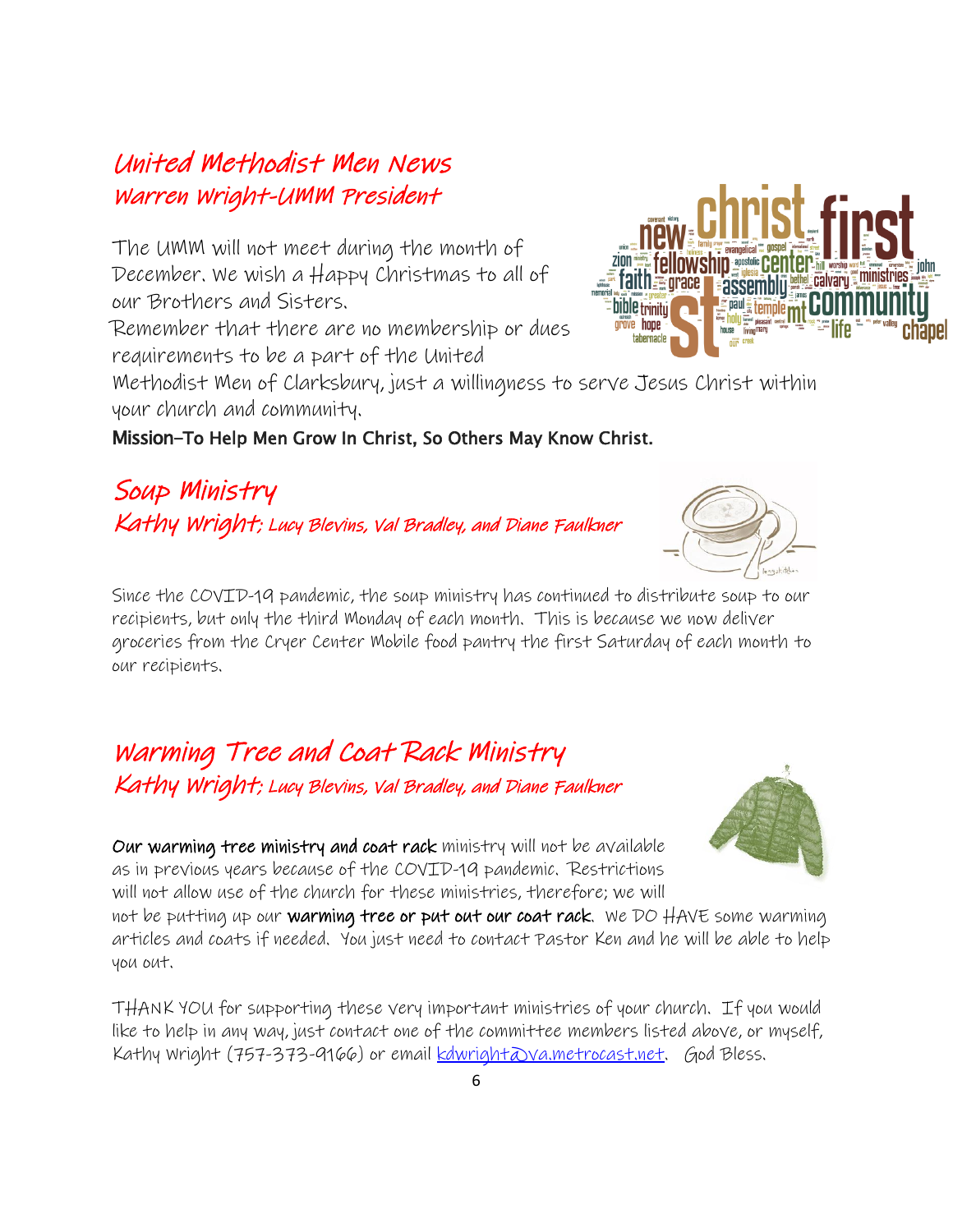## United Methodist Men News
### Warren Wright-UMM President

The UMM will not meet during the month of December. We wish a Happy Christmas to all of our Brothers and Sisters.

Remember that there are no membership or dues requirements to be a part of the United Methodist Men of Clarksbury, just a willingness to serve Jesus Christ within your church and community.

**Mission–To Help Men Grow In Christ, So Others May Know Christ.**

## Soup Ministry
### Kathy Wright; Lucy Blevins, Val Bradley, and Diane Faulkner

Since the COVID-19 pandemic, the soup ministry has continued to distribute soup to our recipients, but only the third Monday of each month. This is because we now deliver groceries from the Cryer Center Mobile food pantry the first Saturday of each month to our recipients.

## Warming Tree and Coat Rack Ministry
### Kathy Wright; Lucy Blevins, Val Bradley, and Diane Faulkner

**Our warming tree ministry and coat rack** ministry will not be available as in previous years because of the COVID-19 pandemic. Restrictions will not allow use of the church for these ministries, therefore; we will not be putting up our **warming tree or put out our coat rack**. We DO HAVE some warming articles and coats if needed. You just need to contact Pastor Ken and he will be able to help you out.

THANK YOU for supporting these very important ministries of your church. If you would like to help in any way, just contact one of the committee members listed above, or myself, Kathy Wright (757-373-9166) or email kdwright@va.metrocast.net. God Bless.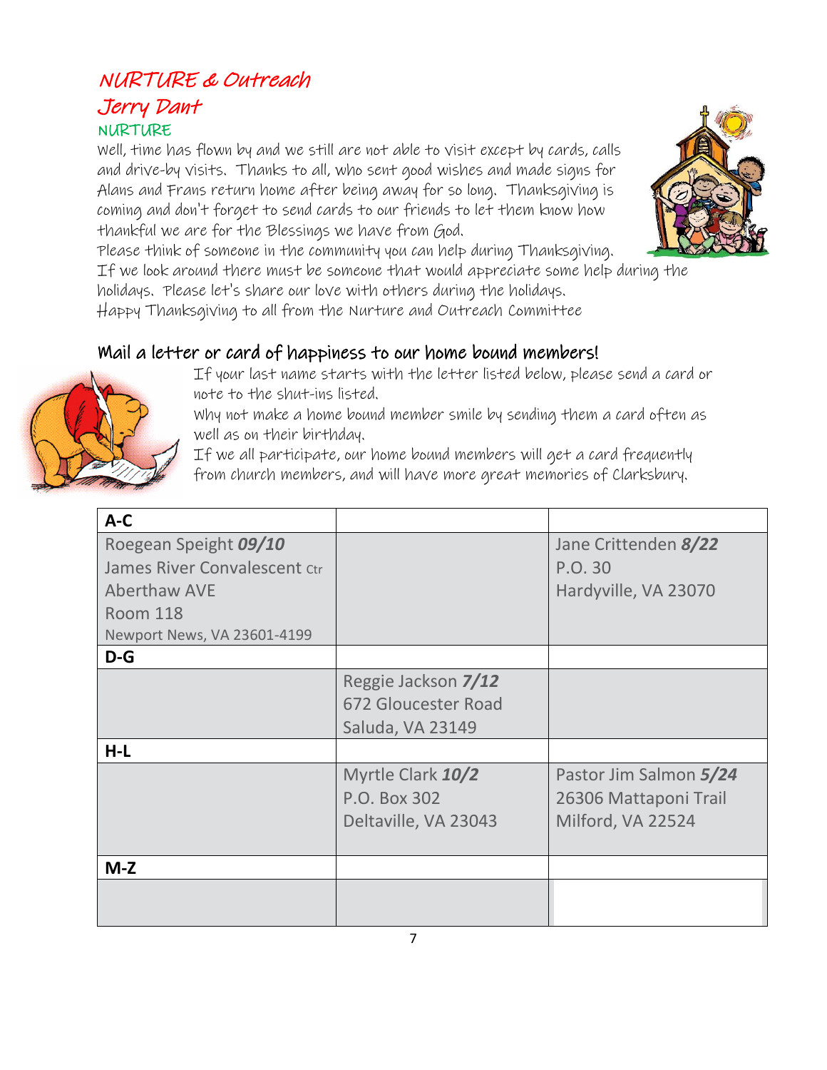# NURTURE & Outreach

## Jerry Dant

### NURTURE

Well, time has flown by and we still are not able to visit except by cards, calls and drive-by visits. Thanks to all, who sent good wishes and made signs for Alans and Frans return home after being away for so long. Thanksgiving is coming and don't forget to send cards to our friends to let them know how thankful we are for the Blessings we have from God.

Please think of someone in the community you can help during Thanksgiving. If we look around there must be someone that would appreciate some help during the holidays. Please let's share our love with others during the holidays.

Happy Thanksgiving to all from the Nurture and Outreach Committee

## Mail a letter or card of happiness to our home bound members!

If your last name starts with the letter listed below, please send a card or note to the shut-ins listed.

Why not make a home bound member smile by sending them a card often as well as on their birthday.

If we all participate, our home bound members will get a card frequently from church members, and will have more great memories of Clarksbury.

| A-C | | |
|---|---|---|
| Roegean Speight ***09/10***<br>James River Convalescent Ctr<br>Aberthaw AVE<br>Room 118<br>Newport News, VA 23601-4199 | | Jane Crittenden ***8/22***<br>P.O. 30<br>Hardyville, VA 23070 |
| **D-G** | | |
| | Reggie Jackson ***7/12***<br>672 Gloucester Road<br>Saluda, VA 23149 | |
| **H-L** | | |
| | Myrtle Clark ***10/2***<br>P.O. Box 302<br>Deltaville, VA 23043 | Pastor Jim Salmon ***5/24***<br>26306 Mattaponi Trail<br>Milford, VA 22524 |
| **M-Z** | | |
| | | |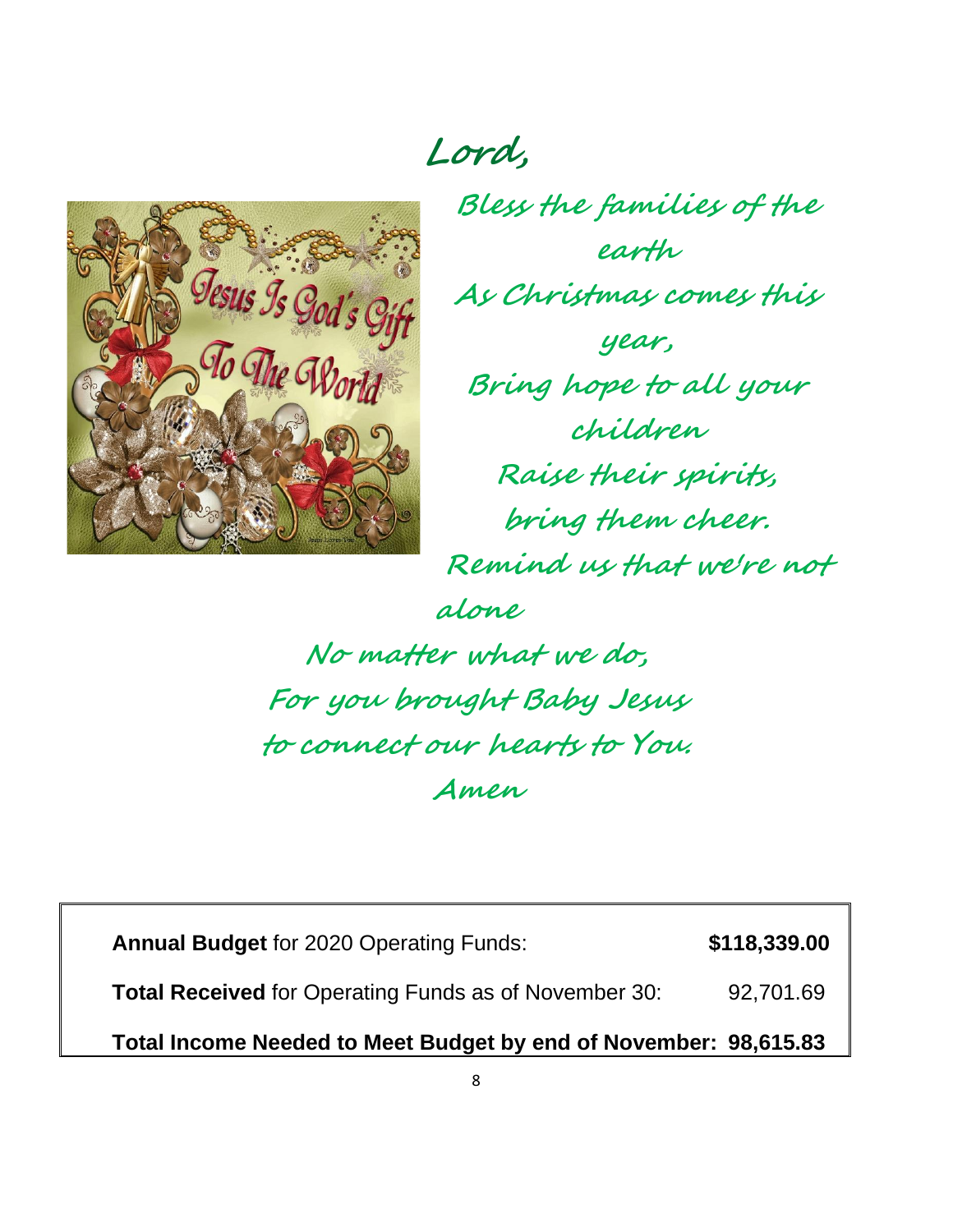**Lord,**

*Bless the families of the earth*
*As Christmas comes this year,*
*Bring hope to all your children*
*Raise their spirits,*
*bring them cheer.*
*Remind us that we're not alone*
*No matter what we do,*
*For you brought Baby Jesus*
*to connect our hearts to You.*
*Amen*

| | |
|---|---|
| **Annual Budget** for 2020 Operating Funds: | **$118,339.00** |
| **Total Received** for Operating Funds as of November 30: | 92,701.69 |
| **Total Income Needed to Meet Budget by end of November:** | **98,615.83** |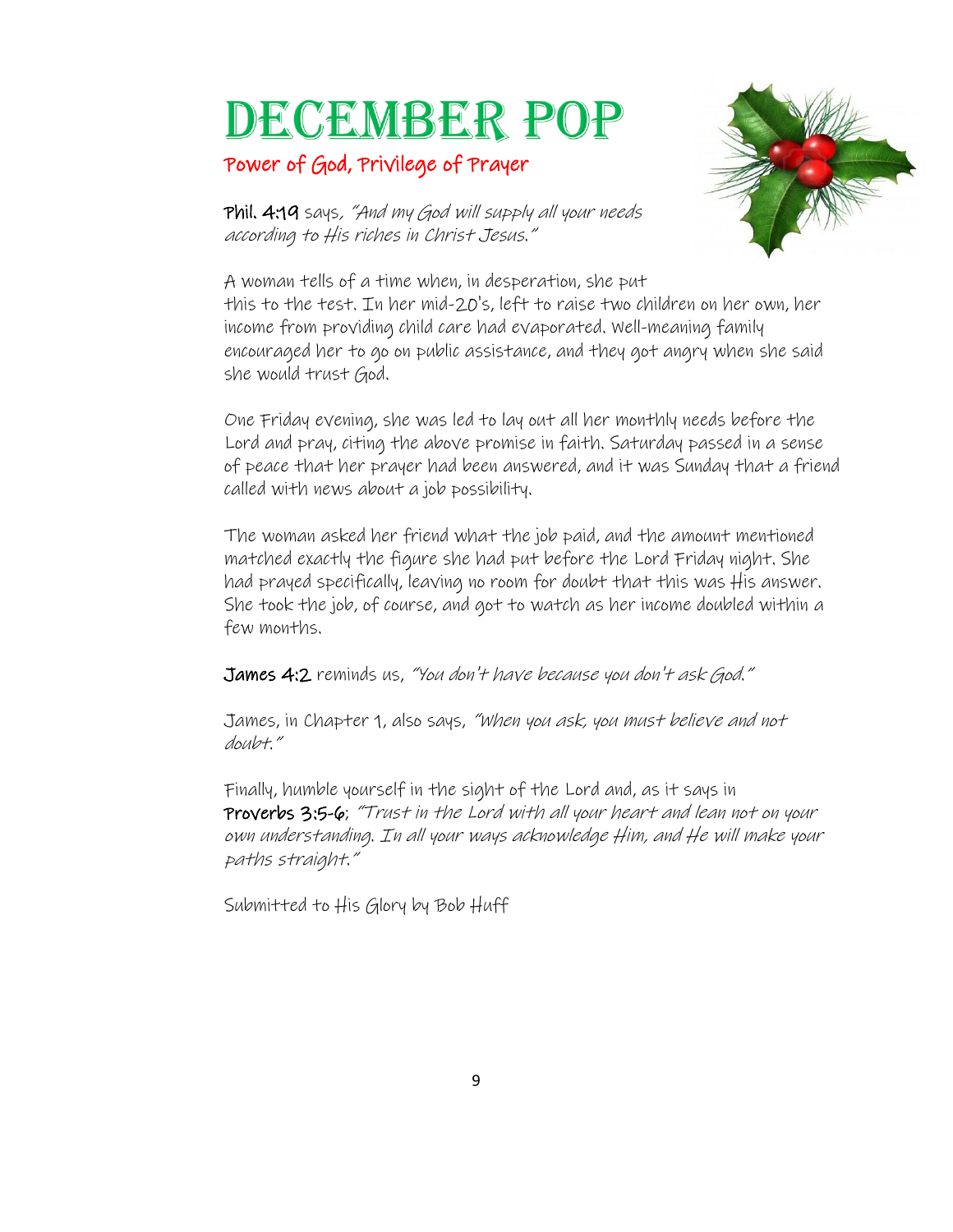# December POP

## Power of God, Privilege of Prayer

**Phil. 4:19** says, *"And my God will supply all your needs according to His riches in Christ Jesus."*

A woman tells of a time when, in desperation, she put this to the test. In her mid-20's, left to raise two children on her own, her income from providing child care had evaporated. Well-meaning family encouraged her to go on public assistance, and they got angry when she said she would trust God.

One Friday evening, she was led to lay out all her monthly needs before the Lord and pray, citing the above promise in faith. Saturday passed in a sense of peace that her prayer had been answered, and it was Sunday that a friend called with news about a job possibility.

The woman asked her friend what the job paid, and the amount mentioned matched exactly the figure she had put before the Lord Friday night. She had prayed specifically, leaving no room for doubt that this was His answer. She took the job, of course, and got to watch as her income doubled within a few months.

**James 4:2** reminds us, *"You don't have because you don't ask God."*

James, in Chapter 1, also says, *"When you ask, you must believe and not doubt."*

Finally, humble yourself in the sight of the Lord and, as it says in **Proverbs 3:5-6**; *"Trust in the Lord with all your heart and lean not on your own understanding. In all your ways acknowledge Him, and He will make your paths straight."*

Submitted to His Glory by Bob Huff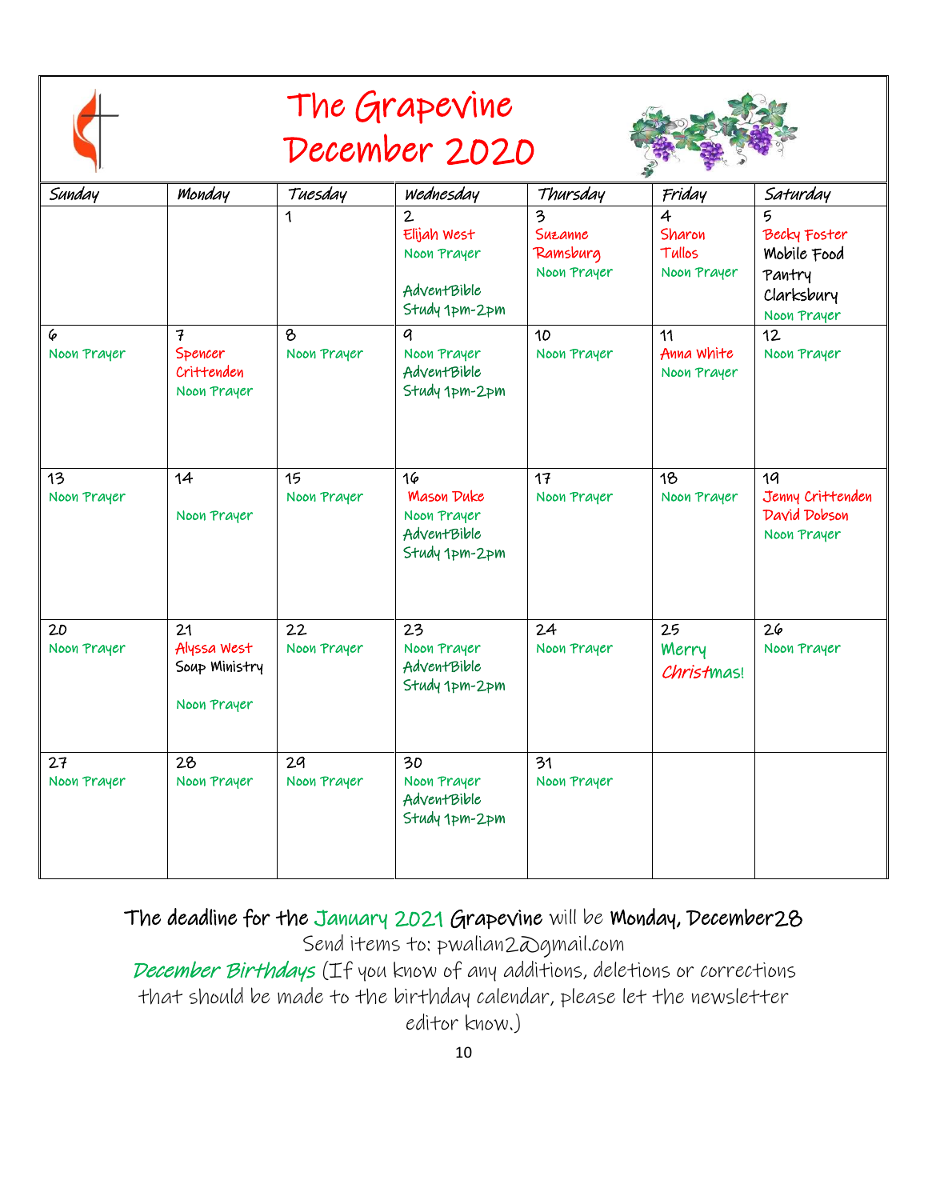# The Grapevine
# December 2020

| Sunday | Monday | Tuesday | Wednesday | Thursday | Friday | Saturday |
|---|---|---|---|---|---|---|
| | | 1 | 2 Elijah West Noon Prayer AdventBible Study 1pm-2pm | 3 Suzanne Ramsburg Noon Prayer | 4 Sharon Tullos Noon Prayer | 5 Becky Foster Mobile Food Pantry Clarksbury Noon Prayer |
| 6 Noon Prayer | 7 Spencer Crittenden Noon Prayer | 8 Noon Prayer | 9 Noon Prayer AdventBible Study 1pm-2pm | 10 Noon Prayer | 11 Anna White Noon Prayer | 12 Noon Prayer |
| 13 Noon Prayer | 14 Noon Prayer | 15 Noon Prayer | 16 Mason Duke Noon Prayer AdventBible Study 1pm-2pm | 17 Noon Prayer | 18 Noon Prayer | 19 Jenny Crittenden David Dobson Noon Prayer |
| 20 Noon Prayer | 21 Alyssa West Soup Ministry Noon Prayer | 22 Noon Prayer | 23 Noon Prayer AdventBible Study 1pm-2pm | 24 Noon Prayer | 25 Merry Christmas! | 26 Noon Prayer |
| 27 Noon Prayer | 28 Noon Prayer | 29 Noon Prayer | 30 Noon Prayer AdventBible Study 1pm-2pm | 31 Noon Prayer | | |

The deadline for the January 2021 Grapevine will be Monday, December28

Send items to: pwalian2@gmail.com

*December Birthdays* (If you know of any additions, deletions or corrections that should be made to the birthday calendar, please let the newsletter editor know.)